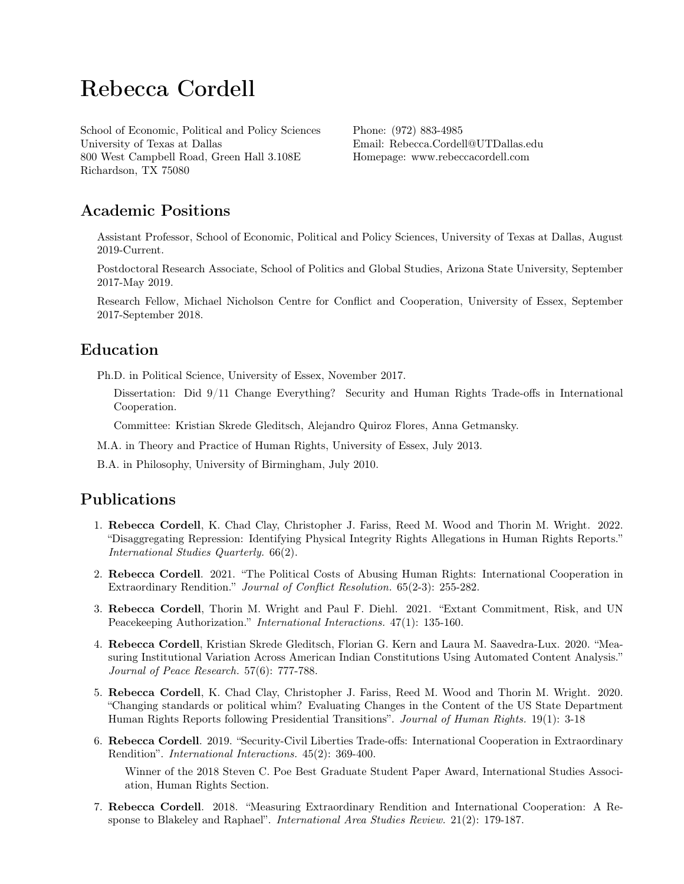# Rebecca Cordell

School of Economic, Political and Policy Sciences
University of Texas at Dallas
800 West Campbell Road, Green Hall 3.108E
Richardson, TX 75080

Phone: (972) 883-4985
Email: Rebecca.Cordell@UTDallas.edu
Homepage: www.rebeccacordell.com

## Academic Positions

Assistant Professor, School of Economic, Political and Policy Sciences, University of Texas at Dallas, August 2019-Current.

Postdoctoral Research Associate, School of Politics and Global Studies, Arizona State University, September 2017-May 2019.

Research Fellow, Michael Nicholson Centre for Conflict and Cooperation, University of Essex, September 2017-September 2018.

## Education

Ph.D. in Political Science, University of Essex, November 2017.

Dissertation: Did 9/11 Change Everything? Security and Human Rights Trade-offs in International Cooperation.

Committee: Kristian Skrede Gleditsch, Alejandro Quiroz Flores, Anna Getmansky.

M.A. in Theory and Practice of Human Rights, University of Essex, July 2013.

B.A. in Philosophy, University of Birmingham, July 2010.

## Publications

1. **Rebecca Cordell**, K. Chad Clay, Christopher J. Fariss, Reed M. Wood and Thorin M. Wright. 2022. "Disaggregating Repression: Identifying Physical Integrity Rights Allegations in Human Rights Reports." *International Studies Quarterly.* 66(2).

2. **Rebecca Cordell**. 2021. "The Political Costs of Abusing Human Rights: International Cooperation in Extraordinary Rendition." *Journal of Conflict Resolution.* 65(2-3): 255-282.

3. **Rebecca Cordell**, Thorin M. Wright and Paul F. Diehl. 2021. "Extant Commitment, Risk, and UN Peacekeeping Authorization." *International Interactions.* 47(1): 135-160.

4. **Rebecca Cordell**, Kristian Skrede Gleditsch, Florian G. Kern and Laura M. Saavedra-Lux. 2020. "Measuring Institutional Variation Across American Indian Constitutions Using Automated Content Analysis." *Journal of Peace Research.* 57(6): 777-788.

5. **Rebecca Cordell**, K. Chad Clay, Christopher J. Fariss, Reed M. Wood and Thorin M. Wright. 2020. "Changing standards or political whim? Evaluating Changes in the Content of the US State Department Human Rights Reports following Presidential Transitions". *Journal of Human Rights.* 19(1): 3-18

6. **Rebecca Cordell**. 2019. "Security-Civil Liberties Trade-offs: International Cooperation in Extraordinary Rendition". *International Interactions.* 45(2): 369-400.

   Winner of the 2018 Steven C. Poe Best Graduate Student Paper Award, International Studies Association, Human Rights Section.

7. **Rebecca Cordell**. 2018. "Measuring Extraordinary Rendition and International Cooperation: A Response to Blakeley and Raphael". *International Area Studies Review.* 21(2): 179-187.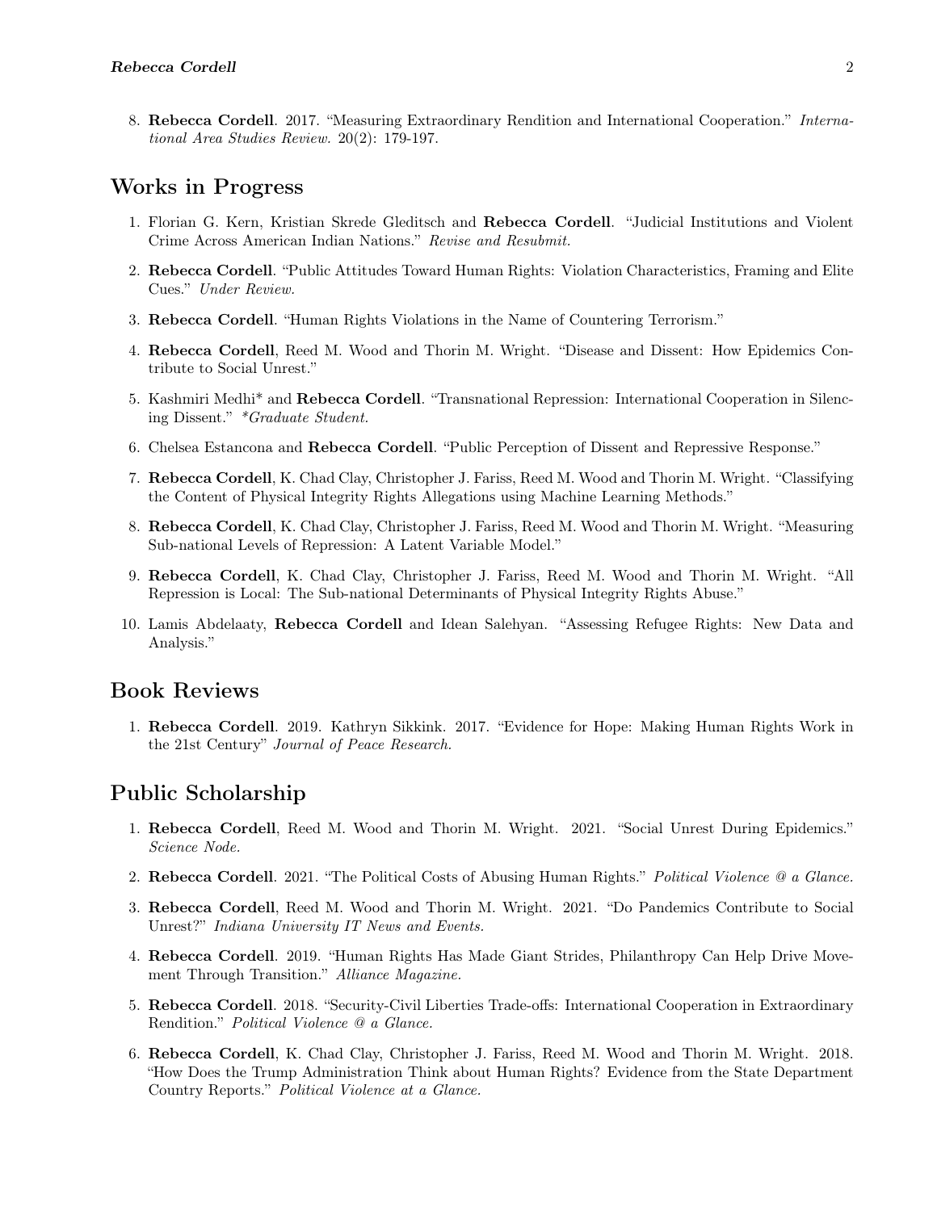8. **Rebecca Cordell**. 2017. "Measuring Extraordinary Rendition and International Cooperation." *International Area Studies Review.* 20(2): 179-197.

## Works in Progress

1. Florian G. Kern, Kristian Skrede Gleditsch and **Rebecca Cordell**. "Judicial Institutions and Violent Crime Across American Indian Nations." *Revise and Resubmit.*
2. **Rebecca Cordell**. "Public Attitudes Toward Human Rights: Violation Characteristics, Framing and Elite Cues." *Under Review.*
3. **Rebecca Cordell**. "Human Rights Violations in the Name of Countering Terrorism."
4. **Rebecca Cordell**, Reed M. Wood and Thorin M. Wright. "Disease and Dissent: How Epidemics Contribute to Social Unrest."
5. Kashmiri Medhi* and **Rebecca Cordell**. "Transnational Repression: International Cooperation in Silencing Dissent." *\*Graduate Student.*
6. Chelsea Estancona and **Rebecca Cordell**. "Public Perception of Dissent and Repressive Response."
7. **Rebecca Cordell**, K. Chad Clay, Christopher J. Fariss, Reed M. Wood and Thorin M. Wright. "Classifying the Content of Physical Integrity Rights Allegations using Machine Learning Methods."
8. **Rebecca Cordell**, K. Chad Clay, Christopher J. Fariss, Reed M. Wood and Thorin M. Wright. "Measuring Sub-national Levels of Repression: A Latent Variable Model."
9. **Rebecca Cordell**, K. Chad Clay, Christopher J. Fariss, Reed M. Wood and Thorin M. Wright. "All Repression is Local: The Sub-national Determinants of Physical Integrity Rights Abuse."
10. Lamis Abdelaaty, **Rebecca Cordell** and Idean Salehyan. "Assessing Refugee Rights: New Data and Analysis."

## Book Reviews

1. **Rebecca Cordell**. 2019. Kathryn Sikkink. 2017. "Evidence for Hope: Making Human Rights Work in the 21st Century" *Journal of Peace Research.*

## Public Scholarship

1. **Rebecca Cordell**, Reed M. Wood and Thorin M. Wright. 2021. "Social Unrest During Epidemics." *Science Node.*
2. **Rebecca Cordell**. 2021. "The Political Costs of Abusing Human Rights." *Political Violence @ a Glance.*
3. **Rebecca Cordell**, Reed M. Wood and Thorin M. Wright. 2021. "Do Pandemics Contribute to Social Unrest?" *Indiana University IT News and Events.*
4. **Rebecca Cordell**. 2019. "Human Rights Has Made Giant Strides, Philanthropy Can Help Drive Movement Through Transition." *Alliance Magazine.*
5. **Rebecca Cordell**. 2018. "Security-Civil Liberties Trade-offs: International Cooperation in Extraordinary Rendition." *Political Violence @ a Glance.*
6. **Rebecca Cordell**, K. Chad Clay, Christopher J. Fariss, Reed M. Wood and Thorin M. Wright. 2018. "How Does the Trump Administration Think about Human Rights? Evidence from the State Department Country Reports." *Political Violence at a Glance.*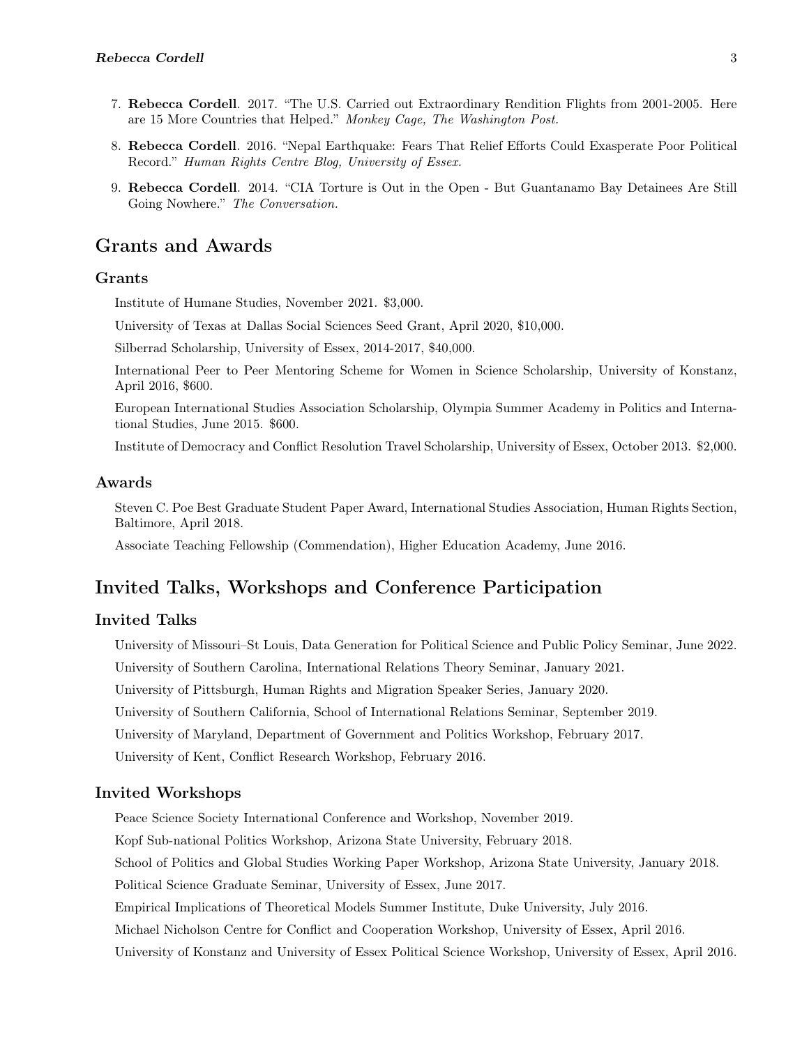7. **Rebecca Cordell**. 2017. "The U.S. Carried out Extraordinary Rendition Flights from 2001-2005. Here are 15 More Countries that Helped." *Monkey Cage, The Washington Post.*

8. **Rebecca Cordell**. 2016. "Nepal Earthquake: Fears That Relief Efforts Could Exasperate Poor Political Record." *Human Rights Centre Blog, University of Essex.*

9. **Rebecca Cordell**. 2014. "CIA Torture is Out in the Open - But Guantanamo Bay Detainees Are Still Going Nowhere." *The Conversation.*

## Grants and Awards

### Grants

Institute of Humane Studies, November 2021. $3,000.

University of Texas at Dallas Social Sciences Seed Grant, April 2020, $10,000.

Silberrad Scholarship, University of Essex, 2014-2017, $40,000.

International Peer to Peer Mentoring Scheme for Women in Science Scholarship, University of Konstanz, April 2016, $600.

European International Studies Association Scholarship, Olympia Summer Academy in Politics and International Studies, June 2015. $600.

Institute of Democracy and Conflict Resolution Travel Scholarship, University of Essex, October 2013. $2,000.

### Awards

Steven C. Poe Best Graduate Student Paper Award, International Studies Association, Human Rights Section, Baltimore, April 2018.

Associate Teaching Fellowship (Commendation), Higher Education Academy, June 2016.

## Invited Talks, Workshops and Conference Participation

### Invited Talks

University of Missouri–St Louis, Data Generation for Political Science and Public Policy Seminar, June 2022.

University of Southern Carolina, International Relations Theory Seminar, January 2021.

University of Pittsburgh, Human Rights and Migration Speaker Series, January 2020.

University of Southern California, School of International Relations Seminar, September 2019.

University of Maryland, Department of Government and Politics Workshop, February 2017.

University of Kent, Conflict Research Workshop, February 2016.

### Invited Workshops

Peace Science Society International Conference and Workshop, November 2019.

Kopf Sub-national Politics Workshop, Arizona State University, February 2018.

School of Politics and Global Studies Working Paper Workshop, Arizona State University, January 2018.

Political Science Graduate Seminar, University of Essex, June 2017.

Empirical Implications of Theoretical Models Summer Institute, Duke University, July 2016.

Michael Nicholson Centre for Conflict and Cooperation Workshop, University of Essex, April 2016.

University of Konstanz and University of Essex Political Science Workshop, University of Essex, April 2016.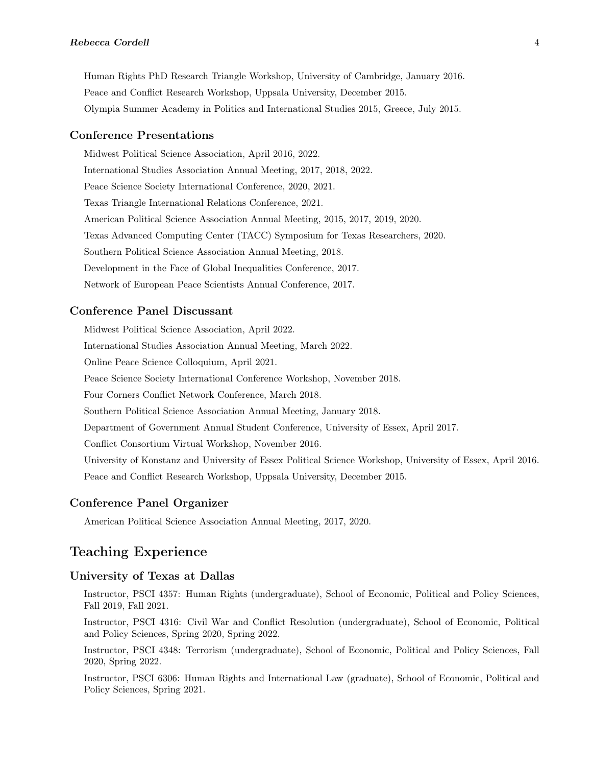Human Rights PhD Research Triangle Workshop, University of Cambridge, January 2016.

Peace and Conflict Research Workshop, Uppsala University, December 2015.

Olympia Summer Academy in Politics and International Studies 2015, Greece, July 2015.

### Conference Presentations

Midwest Political Science Association, April 2016, 2022.

International Studies Association Annual Meeting, 2017, 2018, 2022.

Peace Science Society International Conference, 2020, 2021.

Texas Triangle International Relations Conference, 2021.

American Political Science Association Annual Meeting, 2015, 2017, 2019, 2020.

Texas Advanced Computing Center (TACC) Symposium for Texas Researchers, 2020.

Southern Political Science Association Annual Meeting, 2018.

Development in the Face of Global Inequalities Conference, 2017.

Network of European Peace Scientists Annual Conference, 2017.

### Conference Panel Discussant

Midwest Political Science Association, April 2022.

International Studies Association Annual Meeting, March 2022.

Online Peace Science Colloquium, April 2021.

Peace Science Society International Conference Workshop, November 2018.

Four Corners Conflict Network Conference, March 2018.

Southern Political Science Association Annual Meeting, January 2018.

Department of Government Annual Student Conference, University of Essex, April 2017.

Conflict Consortium Virtual Workshop, November 2016.

University of Konstanz and University of Essex Political Science Workshop, University of Essex, April 2016.

Peace and Conflict Research Workshop, Uppsala University, December 2015.

### Conference Panel Organizer

American Political Science Association Annual Meeting, 2017, 2020.

## Teaching Experience

### University of Texas at Dallas

Instructor, PSCI 4357: Human Rights (undergraduate), School of Economic, Political and Policy Sciences, Fall 2019, Fall 2021.

Instructor, PSCI 4316: Civil War and Conflict Resolution (undergraduate), School of Economic, Political and Policy Sciences, Spring 2020, Spring 2022.

Instructor, PSCI 4348: Terrorism (undergraduate), School of Economic, Political and Policy Sciences, Fall 2020, Spring 2022.

Instructor, PSCI 6306: Human Rights and International Law (graduate), School of Economic, Political and Policy Sciences, Spring 2021.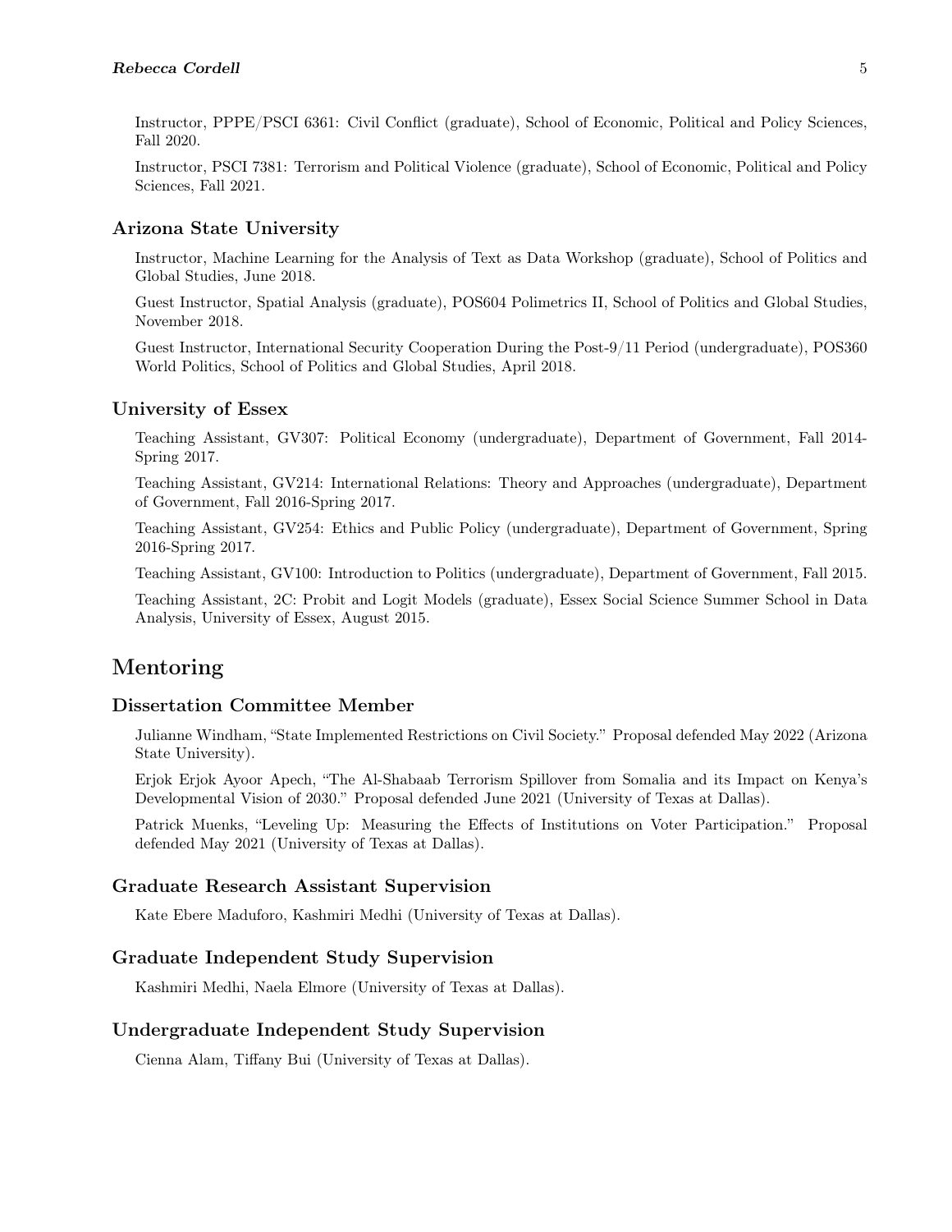Instructor, PPPE/PSCI 6361: Civil Conflict (graduate), School of Economic, Political and Policy Sciences, Fall 2020.

Instructor, PSCI 7381: Terrorism and Political Violence (graduate), School of Economic, Political and Policy Sciences, Fall 2021.

### Arizona State University

Instructor, Machine Learning for the Analysis of Text as Data Workshop (graduate), School of Politics and Global Studies, June 2018.

Guest Instructor, Spatial Analysis (graduate), POS604 Polimetrics II, School of Politics and Global Studies, November 2018.

Guest Instructor, International Security Cooperation During the Post-9/11 Period (undergraduate), POS360 World Politics, School of Politics and Global Studies, April 2018.

### University of Essex

Teaching Assistant, GV307: Political Economy (undergraduate), Department of Government, Fall 2014-Spring 2017.

Teaching Assistant, GV214: International Relations: Theory and Approaches (undergraduate), Department of Government, Fall 2016-Spring 2017.

Teaching Assistant, GV254: Ethics and Public Policy (undergraduate), Department of Government, Spring 2016-Spring 2017.

Teaching Assistant, GV100: Introduction to Politics (undergraduate), Department of Government, Fall 2015.

Teaching Assistant, 2C: Probit and Logit Models (graduate), Essex Social Science Summer School in Data Analysis, University of Essex, August 2015.

## Mentoring

### Dissertation Committee Member

Julianne Windham, "State Implemented Restrictions on Civil Society." Proposal defended May 2022 (Arizona State University).

Erjok Erjok Ayoor Apech, "The Al-Shabaab Terrorism Spillover from Somalia and its Impact on Kenya's Developmental Vision of 2030." Proposal defended June 2021 (University of Texas at Dallas).

Patrick Muenks, "Leveling Up: Measuring the Effects of Institutions on Voter Participation." Proposal defended May 2021 (University of Texas at Dallas).

### Graduate Research Assistant Supervision

Kate Ebere Maduforo, Kashmiri Medhi (University of Texas at Dallas).

### Graduate Independent Study Supervision

Kashmiri Medhi, Naela Elmore (University of Texas at Dallas).

### Undergraduate Independent Study Supervision

Cienna Alam, Tiffany Bui (University of Texas at Dallas).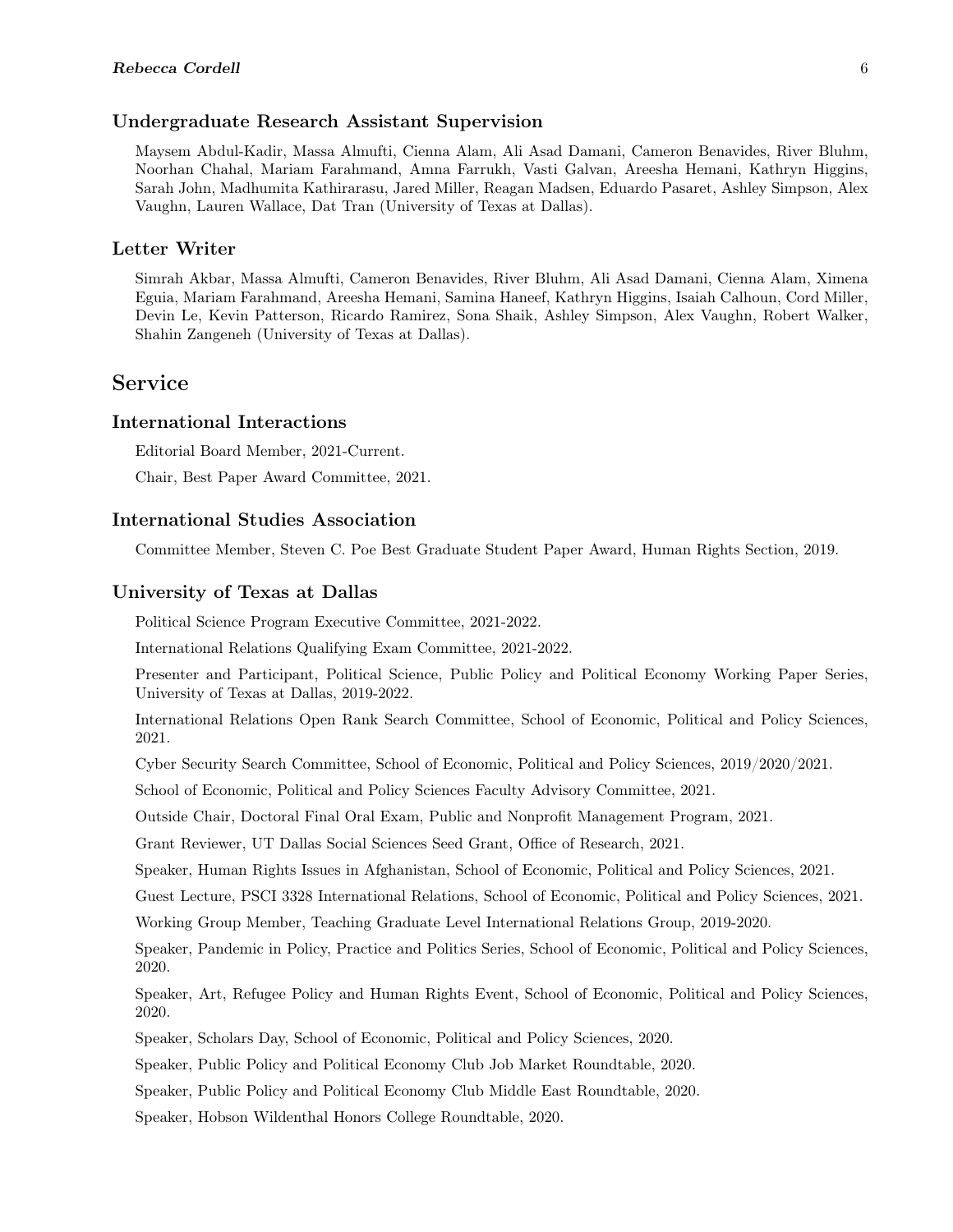### Undergraduate Research Assistant Supervision

Maysem Abdul-Kadir, Massa Almufti, Cienna Alam, Ali Asad Damani, Cameron Benavides, River Bluhm, Noorhan Chahal, Mariam Farahmand, Amna Farrukh, Vasti Galvan, Areesha Hemani, Kathryn Higgins, Sarah John, Madhumita Kathirarasu, Jared Miller, Reagan Madsen, Eduardo Pasaret, Ashley Simpson, Alex Vaughn, Lauren Wallace, Dat Tran (University of Texas at Dallas).

### Letter Writer

Simrah Akbar, Massa Almufti, Cameron Benavides, River Bluhm, Ali Asad Damani, Cienna Alam, Ximena Eguia, Mariam Farahmand, Areesha Hemani, Samina Haneef, Kathryn Higgins, Isaiah Calhoun, Cord Miller, Devin Le, Kevin Patterson, Ricardo Ramirez, Sona Shaik, Ashley Simpson, Alex Vaughn, Robert Walker, Shahin Zangeneh (University of Texas at Dallas).

## Service

### International Interactions

Editorial Board Member, 2021-Current.

Chair, Best Paper Award Committee, 2021.

### International Studies Association

Committee Member, Steven C. Poe Best Graduate Student Paper Award, Human Rights Section, 2019.

### University of Texas at Dallas

Political Science Program Executive Committee, 2021-2022.

International Relations Qualifying Exam Committee, 2021-2022.

Presenter and Participant, Political Science, Public Policy and Political Economy Working Paper Series, University of Texas at Dallas, 2019-2022.

International Relations Open Rank Search Committee, School of Economic, Political and Policy Sciences, 2021.

Cyber Security Search Committee, School of Economic, Political and Policy Sciences, 2019/2020/2021.

School of Economic, Political and Policy Sciences Faculty Advisory Committee, 2021.

Outside Chair, Doctoral Final Oral Exam, Public and Nonprofit Management Program, 2021.

Grant Reviewer, UT Dallas Social Sciences Seed Grant, Office of Research, 2021.

Speaker, Human Rights Issues in Afghanistan, School of Economic, Political and Policy Sciences, 2021.

Guest Lecture, PSCI 3328 International Relations, School of Economic, Political and Policy Sciences, 2021.

Working Group Member, Teaching Graduate Level International Relations Group, 2019-2020.

Speaker, Pandemic in Policy, Practice and Politics Series, School of Economic, Political and Policy Sciences, 2020.

Speaker, Art, Refugee Policy and Human Rights Event, School of Economic, Political and Policy Sciences, 2020.

Speaker, Scholars Day, School of Economic, Political and Policy Sciences, 2020.

Speaker, Public Policy and Political Economy Club Job Market Roundtable, 2020.

Speaker, Public Policy and Political Economy Club Middle East Roundtable, 2020.

Speaker, Hobson Wildenthal Honors College Roundtable, 2020.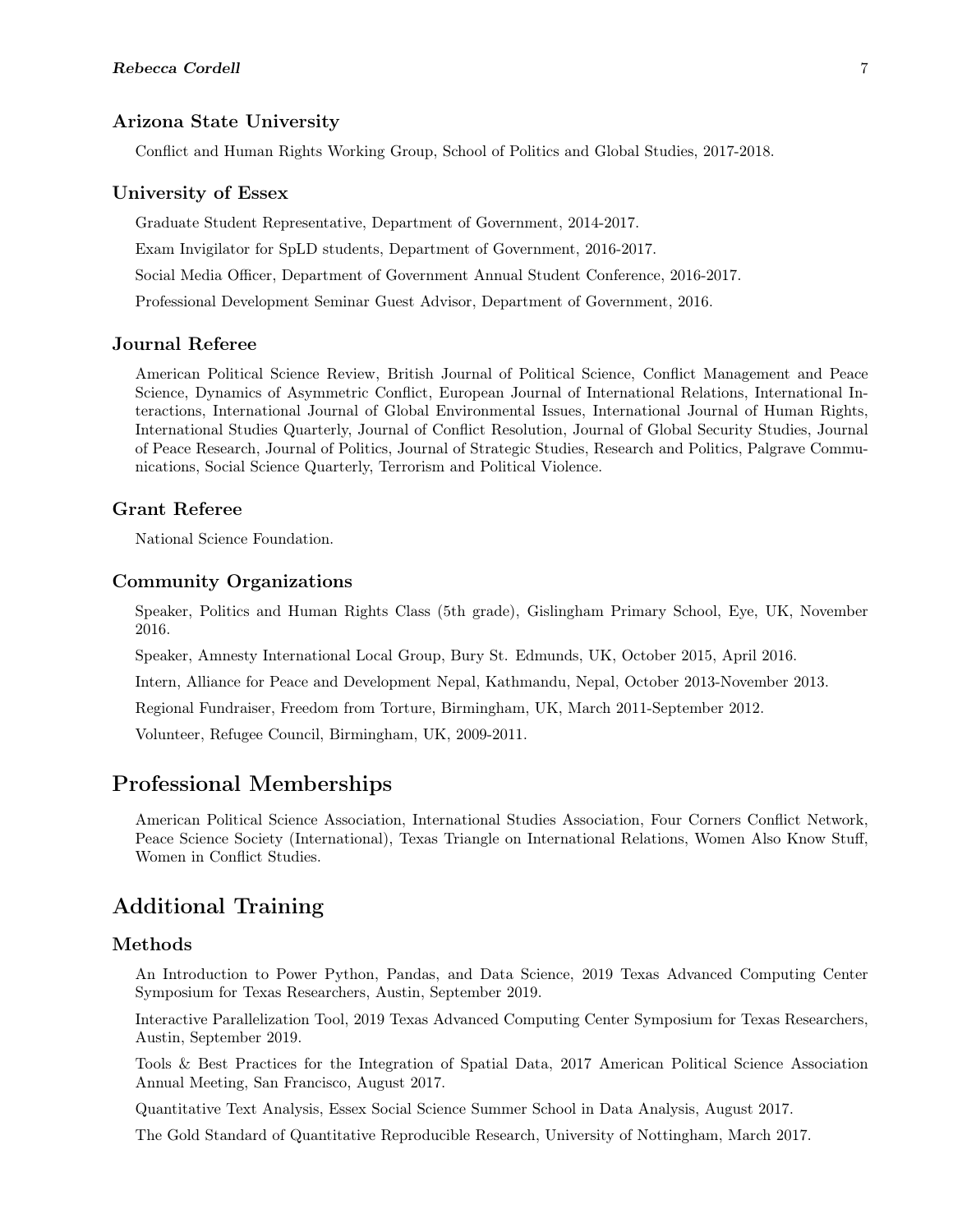### Arizona State University

Conflict and Human Rights Working Group, School of Politics and Global Studies, 2017-2018.

### University of Essex

Graduate Student Representative, Department of Government, 2014-2017.

Exam Invigilator for SpLD students, Department of Government, 2016-2017.

Social Media Officer, Department of Government Annual Student Conference, 2016-2017.

Professional Development Seminar Guest Advisor, Department of Government, 2016.

### Journal Referee

American Political Science Review, British Journal of Political Science, Conflict Management and Peace Science, Dynamics of Asymmetric Conflict, European Journal of International Relations, International Interactions, International Journal of Global Environmental Issues, International Journal of Human Rights, International Studies Quarterly, Journal of Conflict Resolution, Journal of Global Security Studies, Journal of Peace Research, Journal of Politics, Journal of Strategic Studies, Research and Politics, Palgrave Communications, Social Science Quarterly, Terrorism and Political Violence.

### Grant Referee

National Science Foundation.

### Community Organizations

Speaker, Politics and Human Rights Class (5th grade), Gislingham Primary School, Eye, UK, November 2016.

Speaker, Amnesty International Local Group, Bury St. Edmunds, UK, October 2015, April 2016.

Intern, Alliance for Peace and Development Nepal, Kathmandu, Nepal, October 2013-November 2013.

Regional Fundraiser, Freedom from Torture, Birmingham, UK, March 2011-September 2012.

Volunteer, Refugee Council, Birmingham, UK, 2009-2011.

## Professional Memberships

American Political Science Association, International Studies Association, Four Corners Conflict Network, Peace Science Society (International), Texas Triangle on International Relations, Women Also Know Stuff, Women in Conflict Studies.

## Additional Training

### Methods

An Introduction to Power Python, Pandas, and Data Science, 2019 Texas Advanced Computing Center Symposium for Texas Researchers, Austin, September 2019.

Interactive Parallelization Tool, 2019 Texas Advanced Computing Center Symposium for Texas Researchers, Austin, September 2019.

Tools & Best Practices for the Integration of Spatial Data, 2017 American Political Science Association Annual Meeting, San Francisco, August 2017.

Quantitative Text Analysis, Essex Social Science Summer School in Data Analysis, August 2017.

The Gold Standard of Quantitative Reproducible Research, University of Nottingham, March 2017.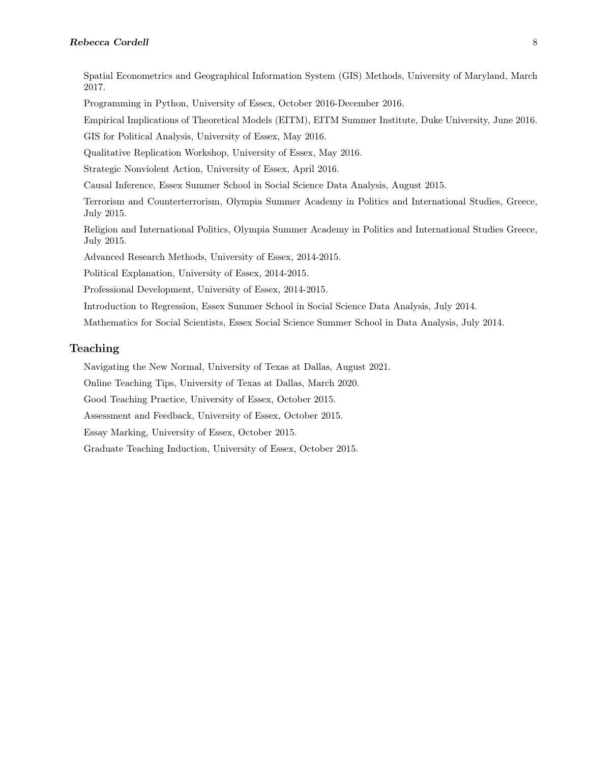Spatial Econometrics and Geographical Information System (GIS) Methods, University of Maryland, March 2017.

Programming in Python, University of Essex, October 2016-December 2016.

Empirical Implications of Theoretical Models (EITM), EITM Summer Institute, Duke University, June 2016.

GIS for Political Analysis, University of Essex, May 2016.

Qualitative Replication Workshop, University of Essex, May 2016.

Strategic Nonviolent Action, University of Essex, April 2016.

Causal Inference, Essex Summer School in Social Science Data Analysis, August 2015.

Terrorism and Counterterrorism, Olympia Summer Academy in Politics and International Studies, Greece, July 2015.

Religion and International Politics, Olympia Summer Academy in Politics and International Studies Greece, July 2015.

Advanced Research Methods, University of Essex, 2014-2015.

Political Explanation, University of Essex, 2014-2015.

Professional Development, University of Essex, 2014-2015.

Introduction to Regression, Essex Summer School in Social Science Data Analysis, July 2014.

Mathematics for Social Scientists, Essex Social Science Summer School in Data Analysis, July 2014.

## Teaching

Navigating the New Normal, University of Texas at Dallas, August 2021.

Online Teaching Tips, University of Texas at Dallas, March 2020.

Good Teaching Practice, University of Essex, October 2015.

Assessment and Feedback, University of Essex, October 2015.

Essay Marking, University of Essex, October 2015.

Graduate Teaching Induction, University of Essex, October 2015.